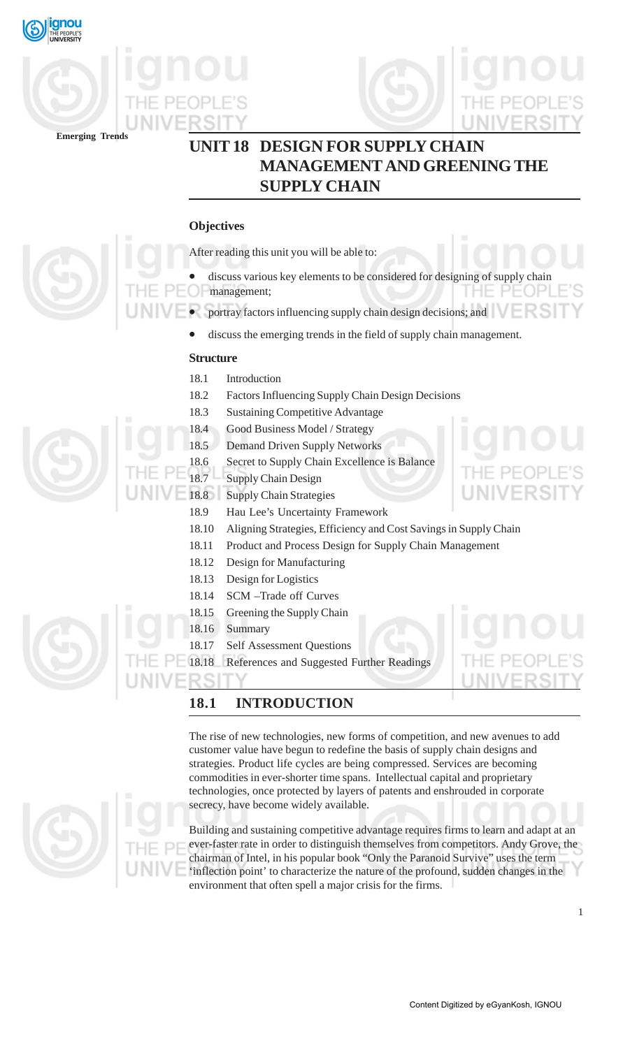# UNIT 18 DESIGN FOR SUPPLY CHAIN MANAGEMENT AND GREENING THE SUPPLY CHAIN

### Objectives

After reading this unit you will be able to:

- discuss various key elements to be considered for designing of supply chain management;
- portray factors influencing supply chain design decisions; and
- discuss the emerging trends in the field of supply chain management.

### Structure

18.1 Introduction
18.2 Factors Influencing Supply Chain Design Decisions
18.3 Sustaining Competitive Advantage
18.4 Good Business Model / Strategy
18.5 Demand Driven Supply Networks
18.6 Secret to Supply Chain Excellence is Balance
18.7 Supply Chain Design
18.8 Supply Chain Strategies
18.9 Hau Lee's Uncertainty Framework
18.10 Aligning Strategies, Efficiency and Cost Savings in Supply Chain
18.11 Product and Process Design for Supply Chain Management
18.12 Design for Manufacturing
18.13 Design for Logistics
18.14 SCM –Trade off Curves
18.15 Greening the Supply Chain
18.16 Summary
18.17 Self Assessment Questions
18.18 References and Suggested Further Readings

## 18.1 INTRODUCTION

The rise of new technologies, new forms of competition, and new avenues to add customer value have begun to redefine the basis of supply chain designs and strategies. Product life cycles are being compressed. Services are becoming commodities in ever-shorter time spans. Intellectual capital and proprietary technologies, once protected by layers of patents and enshrouded in corporate secrecy, have become widely available.

Building and sustaining competitive advantage requires firms to learn and adapt at an ever-faster rate in order to distinguish themselves from competitors. Andy Grove, the chairman of Intel, in his popular book "Only the Paranoid Survive" uses the term 'inflection point' to characterize the nature of the profound, sudden changes in the environment that often spell a major crisis for the firms.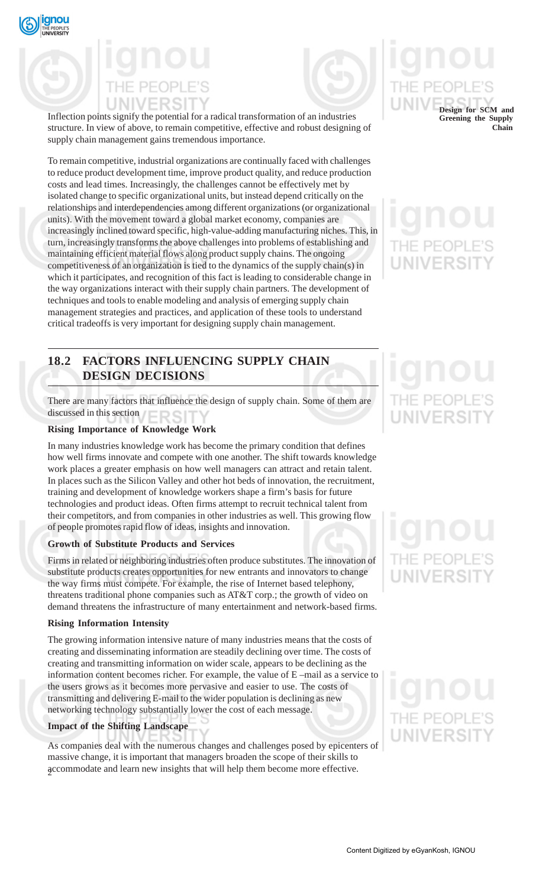Inflection points signify the potential for a radical transformation of an industries structure. In view of above, to remain competitive, effective and robust designing of supply chain management gains tremendous importance.

To remain competitive, industrial organizations are continually faced with challenges to reduce product development time, improve product quality, and reduce production costs and lead times. Increasingly, the challenges cannot be effectively met by isolated change to specific organizational units, but instead depend critically on the relationships and interdependencies among different organizations (or organizational units). With the movement toward a global market economy, companies are increasingly inclined toward specific, high-value-adding manufacturing niches. This, in turn, increasingly transforms the above challenges into problems of establishing and maintaining efficient material flows along product supply chains. The ongoing competitiveness of an organization is tied to the dynamics of the supply chain(s) in which it participates, and recognition of this fact is leading to considerable change in the way organizations interact with their supply chain partners. The development of techniques and tools to enable modeling and analysis of emerging supply chain management strategies and practices, and application of these tools to understand critical tradeoffs is very important for designing supply chain management.

## 18.2 FACTORS INFLUENCING SUPPLY CHAIN DESIGN DECISIONS

There are many factors that influence the design of supply chain. Some of them are discussed in this section

**Rising Importance of Knowledge Work**

In many industries knowledge work has become the primary condition that defines how well firms innovate and compete with one another. The shift towards knowledge work places a greater emphasis on how well managers can attract and retain talent. In places such as the Silicon Valley and other hot beds of innovation, the recruitment, training and development of knowledge workers shape a firm's basis for future technologies and product ideas. Often firms attempt to recruit technical talent from their competitors, and from companies in other industries as well. This growing flow of people promotes rapid flow of ideas, insights and innovation.

**Growth of Substitute Products and Services**

Firms in related or neighboring industries often produce substitutes. The innovation of substitute products creates opportunities for new entrants and innovators to change the way firms must compete. For example, the rise of Internet based telephony, threatens traditional phone companies such as AT&T corp.; the growth of video on demand threatens the infrastructure of many entertainment and network-based firms.

**Rising Information Intensity**

The growing information intensive nature of many industries means that the costs of creating and disseminating information are steadily declining over time. The costs of creating and transmitting information on wider scale, appears to be declining as the information content becomes richer. For example, the value of E –mail as a service to the users grows as it becomes more pervasive and easier to use. The costs of transmitting and delivering E-mail to the wider population is declining as new networking technology substantially lower the cost of each message.

**Impact of the Shifting Landscape**

As companies deal with the numerous changes and challenges posed by epicenters of massive change, it is important that managers broaden the scope of their skills to accommodate and learn new insights that will help them become more effective.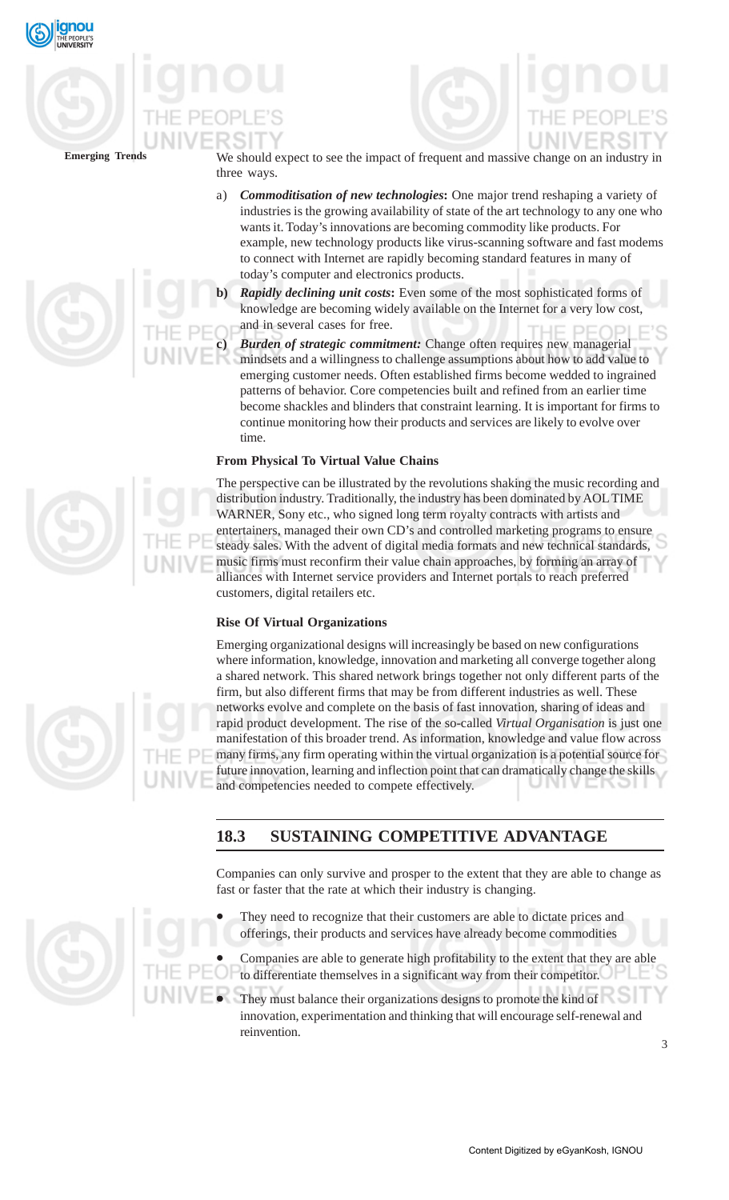We should expect to see the impact of frequent and massive change on an industry in three ways.

a) ***Commoditisation of new technologies*****:** One major trend reshaping a variety of industries is the growing availability of state of the art technology to any one who wants it. Today's innovations are becoming commodity like products. For example, new technology products like virus-scanning software and fast modems to connect with Internet are rapidly becoming standard features in many of today's computer and electronics products.

**b)** ***Rapidly declining unit costs*****:** Even some of the most sophisticated forms of knowledge are becoming widely available on the Internet for a very low cost, and in several cases for free.

**c)** ***Burden of strategic commitment:*** Change often requires new managerial mindsets and a willingness to challenge assumptions about how to add value to emerging customer needs. Often established firms become wedded to ingrained patterns of behavior. Core competencies built and refined from an earlier time become shackles and blinders that constraint learning. It is important for firms to continue monitoring how their products and services are likely to evolve over time.

**From Physical To Virtual Value Chains**

The perspective can be illustrated by the revolutions shaking the music recording and distribution industry. Traditionally, the industry has been dominated by AOL TIME WARNER, Sony etc., who signed long term royalty contracts with artists and entertainers, managed their own CD's and controlled marketing programs to ensure steady sales. With the advent of digital media formats and new technical standards, music firms must reconfirm their value chain approaches, by forming an array of alliances with Internet service providers and Internet portals to reach preferred customers, digital retailers etc.

**Rise Of Virtual Organizations**

Emerging organizational designs will increasingly be based on new configurations where information, knowledge, innovation and marketing all converge together along a shared network. This shared network brings together not only different parts of the firm, but also different firms that may be from different industries as well. These networks evolve and complete on the basis of fast innovation, sharing of ideas and rapid product development. The rise of the so-called *Virtual Organisation* is just one manifestation of this broader trend. As information, knowledge and value flow across many firms, any firm operating within the virtual organization is a potential source for future innovation, learning and inflection point that can dramatically change the skills and competencies needed to compete effectively.

## 18.3 SUSTAINING COMPETITIVE ADVANTAGE

Companies can only survive and prosper to the extent that they are able to change as fast or faster that the rate at which their industry is changing.

- They need to recognize that their customers are able to dictate prices and offerings, their products and services have already become commodities
- Companies are able to generate high profitability to the extent that they are able to differentiate themselves in a significant way from their competitor.
- They must balance their organizations designs to promote the kind of innovation, experimentation and thinking that will encourage self-renewal and reinvention.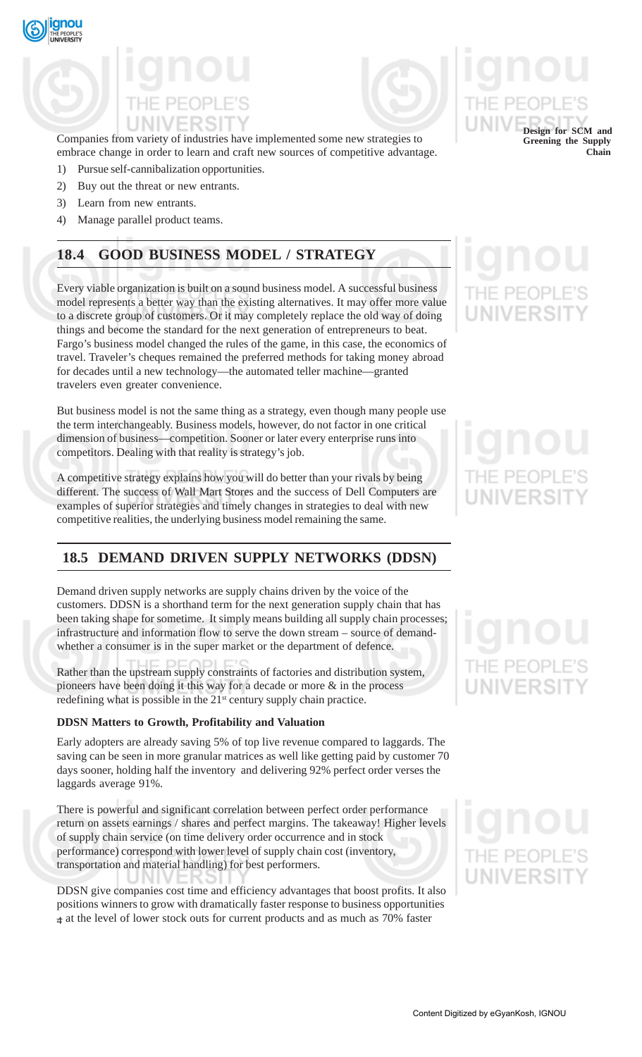Companies from variety of industries have implemented some new strategies to embrace change in order to learn and craft new sources of competitive advantage.

1) Pursue self-cannibalization opportunities.
2) Buy out the threat or new entrants.
3) Learn from new entrants.
4) Manage parallel product teams.

## 18.4 GOOD BUSINESS MODEL / STRATEGY

Every viable organization is built on a sound business model. A successful business model represents a better way than the existing alternatives. It may offer more value to a discrete group of customers. Or it may completely replace the old way of doing things and become the standard for the next generation of entrepreneurs to beat. Fargo's business model changed the rules of the game, in this case, the economics of travel. Traveler's cheques remained the preferred methods for taking money abroad for decades until a new technology—the automated teller machine—granted travelers even greater convenience.

But business model is not the same thing as a strategy, even though many people use the term interchangeably. Business models, however, do not factor in one critical dimension of business—competition. Sooner or later every enterprise runs into competitors. Dealing with that reality is strategy's job.

A competitive strategy explains how you will do better than your rivals by being different. The success of Wall Mart Stores and the success of Dell Computers are examples of superior strategies and timely changes in strategies to deal with new competitive realities, the underlying business model remaining the same.

## 18.5 DEMAND DRIVEN SUPPLY NETWORKS (DDSN)

Demand driven supply networks are supply chains driven by the voice of the customers. DDSN is a shorthand term for the next generation supply chain that has been taking shape for sometime. It simply means building all supply chain processes; infrastructure and information flow to serve the down stream – source of demand- whether a consumer is in the super market or the department of defence.

Rather than the upstream supply constraints of factories and distribution system, pioneers have been doing it this way for a decade or more & in the process redefining what is possible in the 21st century supply chain practice.

**DDSN Matters to Growth, Profitability and Valuation**

Early adopters are already saving 5% of top live revenue compared to laggards. The saving can be seen in more granular matrices as well like getting paid by customer 70 days sooner, holding half the inventory and delivering 92% perfect order verses the laggards average 91%.

There is powerful and significant correlation between perfect order performance return on assets earnings / shares and perfect margins. The takeaway! Higher levels of supply chain service (on time delivery order occurrence and in stock performance) correspond with lower level of supply chain cost (inventory, transportation and material handling) for best performers.

DDSN give companies cost time and efficiency advantages that boost profits. It also positions winners to grow with dramatically faster response to business opportunities at the level of lower stock outs for current products and as much as 70% faster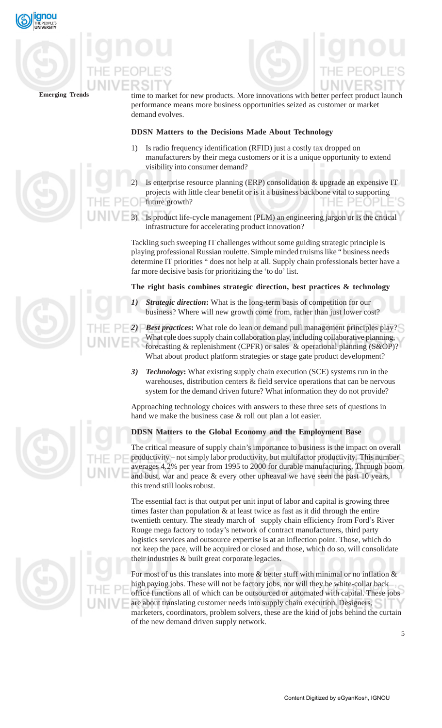time to market for new products. More innovations with better perfect product launch performance means more business opportunities seized as customer or market demand evolves.

**DDSN Matters to the Decisions Made About Technology**

1) Is radio frequency identification (RFID) just a costly tax dropped on manufacturers by their mega customers or it is a unique opportunity to extend visibility into consumer demand?

2) Is enterprise resource planning (ERP) consolidation & upgrade an expensive IT projects with little clear benefit or is it a business backbone vital to supporting future growth?

3) Is product life-cycle management (PLM) an engineering jargon or is the critical infrastructure for accelerating product innovation?

Tackling such sweeping IT challenges without some guiding strategic principle is playing professional Russian roulette. Simple minded truisms like " business needs determine IT priorities " does not help at all. Supply chain professionals better have a far more decisive basis for prioritizing the 'to do' list.

**The right basis combines strategic direction, best practices & technology**

*1)* ***Strategic direction*:** What is the long-term basis of competition for our business? Where will new growth come from, rather than just lower cost?

*2)* ***Best practices*:** What role do lean or demand pull management principles play? What role does supply chain collaboration play, including collaborative planning, forecasting & replenishment (CPFR) or sales & operational planning (S&OP)? What about product platform strategies or stage gate product development?

*3)* ***Technology*:** What existing supply chain execution (SCE) systems run in the warehouses, distribution centers & field service operations that can be nervous system for the demand driven future? What information they do not provide?

Approaching technology choices with answers to these three sets of questions in hand we make the business case & roll out plan a lot easier.

**DDSN Matters to the Global Economy and the Employment Base**

The critical measure of supply chain's importance to business is the impact on overall productivity – not simply labor productivity, but multifactor productivity. This number averages 4.2% per year from 1995 to 2000 for durable manufacturing. Through boom and bust, war and peace & every other upheaval we have seen the past 10 years, this trend still looks robust.

The essential fact is that output per unit input of labor and capital is growing three times faster than population & at least twice as fast as it did through the entire twentieth century. The steady march of supply chain efficiency from Ford's River Rouge mega factory to today's network of contract manufacturers, third party logistics services and outsource expertise is at an inflection point. Those, which do not keep the pace, will be acquired or closed and those, which do so, will consolidate their industries & built great corporate legacies.

For most of us this translates into more & better stuff with minimal or no inflation & high paying jobs. These will not be factory jobs, nor will they be white-collar back office functions all of which can be outsourced or automated with capital. These jobs are about translating customer needs into supply chain execution. Designers, marketers, coordinators, problem solvers, these are the kind of jobs behind the curtain of the new demand driven supply network.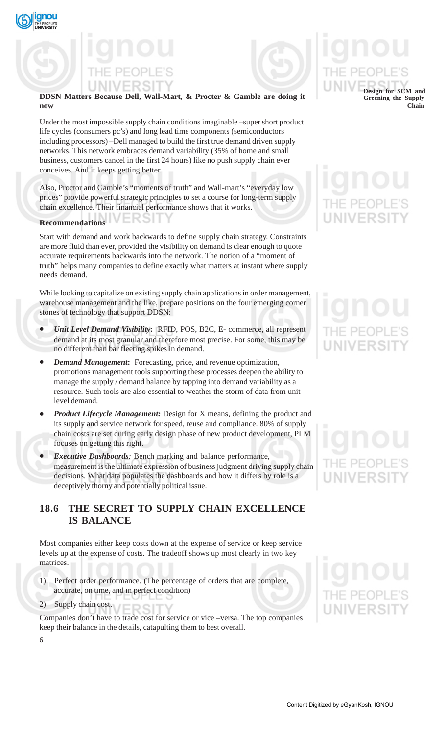**DDSN Matters Because Dell, Wall-Mart, & Procter & Gamble are doing it now**

Under the most impossible supply chain conditions imaginable –super short product life cycles (consumers pc's) and long lead time components (semiconductors including processors) –Dell managed to build the first true demand driven supply networks. This network embraces demand variability (35% of home and small business, customers cancel in the first 24 hours) like no push supply chain ever conceives. And it keeps getting better.

Also, Proctor and Gamble's "moments of truth" and Wall-mart's "everyday low prices" provide powerful strategic principles to set a course for long-term supply chain excellence. Their financial performance shows that it works.

**Recommendations**

Start with demand and work backwards to define supply chain strategy. Constraints are more fluid than ever, provided the visibility on demand is clear enough to quote accurate requirements backwards into the network. The notion of a "moment of truth" helps many companies to define exactly what matters at instant where supply needs demand.

While looking to capitalize on existing supply chain applications in order management, warehouse management and the like, prepare positions on the four emerging corner stones of technology that support DDSN:

- ***Unit Level Demand Visibility*:** RFID, POS, B2C, E- commerce, all represent demand at its most granular and therefore most precise. For some, this may be no different than bar fleeting spikes in demand.
- ***Demand Management*:** Forecasting, price, and revenue optimization, promotions management tools supporting these processes deepen the ability to manage the supply / demand balance by tapping into demand variability as a resource. Such tools are also essential to weather the storm of data from unit level demand.
- ***Product Lifecycle Management:*** Design for X means, defining the product and its supply and service network for speed, reuse and compliance. 80% of supply chain costs are set during early design phase of new product development, PLM focuses on getting this right.
- ***Executive Dashboards:*** Bench marking and balance performance, measurement is the ultimate expression of business judgment driving supply chain decisions. What data populates the dashboards and how it differs by role is a deceptively thorny and potentially political issue.

## 18.6 THE SECRET TO SUPPLY CHAIN EXCELLENCE IS BALANCE

Most companies either keep costs down at the expense of service or keep service levels up at the expense of costs. The tradeoff shows up most clearly in two key matrices.

1) Perfect order performance. (The percentage of orders that are complete, accurate, on time, and in perfect condition)
2) Supply chain cost.

Companies don't have to trade cost for service or vice –versa. The top companies keep their balance in the details, catapulting them to best overall.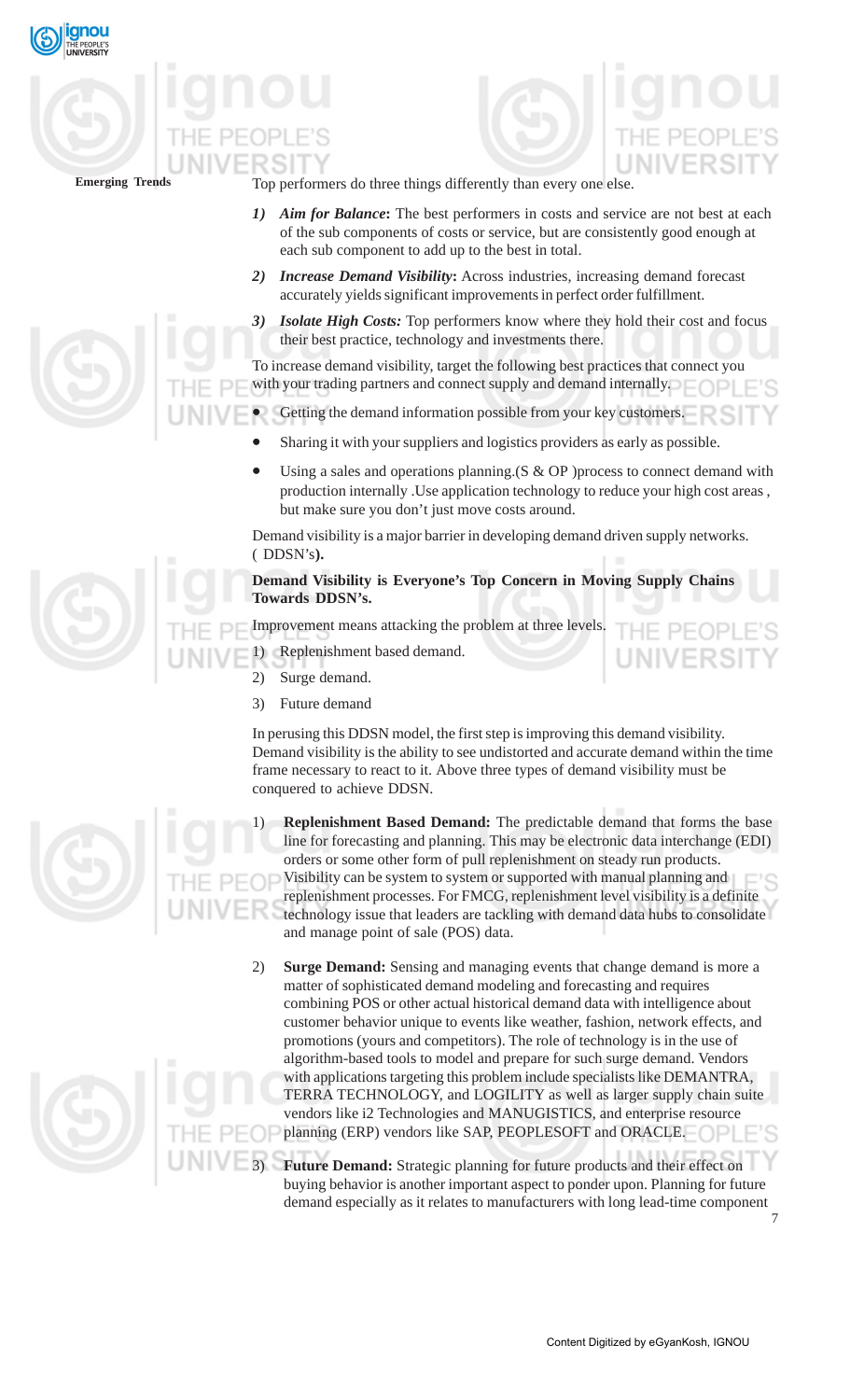Top performers do three things differently than every one else.

1) ***Aim for Balance*:** The best performers in costs and service are not best at each of the sub components of costs or service, but are consistently good enough at each sub component to add up to the best in total.

2) ***Increase Demand Visibility*:** Across industries, increasing demand forecast accurately yields significant improvements in perfect order fulfillment.

3) ***Isolate High Costs:*** Top performers know where they hold their cost and focus their best practice, technology and investments there.

To increase demand visibility, target the following best practices that connect you with your trading partners and connect supply and demand internally.

- Getting the demand information possible from your key customers.
- Sharing it with your suppliers and logistics providers as early as possible.
- Using a sales and operations planning.(S & OP )process to connect demand with production internally .Use application technology to reduce your high cost areas , but make sure you don't just move costs around.

Demand visibility is a major barrier in developing demand driven supply networks. ( DDSN's**).**

**Demand Visibility is Everyone's Top Concern in Moving Supply Chains Towards DDSN's.**

Improvement means attacking the problem at three levels.

1) Replenishment based demand.
2) Surge demand.
3) Future demand

In perusing this DDSN model, the first step is improving this demand visibility. Demand visibility is the ability to see undistorted and accurate demand within the time frame necessary to react to it. Above three types of demand visibility must be conquered to achieve DDSN.

1) **Replenishment Based Demand:** The predictable demand that forms the base line for forecasting and planning. This may be electronic data interchange (EDI) orders or some other form of pull replenishment on steady run products. Visibility can be system to system or supported with manual planning and replenishment processes. For FMCG, replenishment level visibility is a definite technology issue that leaders are tackling with demand data hubs to consolidate and manage point of sale (POS) data.

2) **Surge Demand:** Sensing and managing events that change demand is more a matter of sophisticated demand modeling and forecasting and requires combining POS or other actual historical demand data with intelligence about customer behavior unique to events like weather, fashion, network effects, and promotions (yours and competitors). The role of technology is in the use of algorithm-based tools to model and prepare for such surge demand. Vendors with applications targeting this problem include specialists like DEMANTRA, TERRA TECHNOLOGY, and LOGILITY as well as larger supply chain suite vendors like i2 Technologies and MANUGISTICS, and enterprise resource planning (ERP) vendors like SAP, PEOPLESOFT and ORACLE.

3) **Future Demand:** Strategic planning for future products and their effect on buying behavior is another important aspect to ponder upon. Planning for future demand especially as it relates to manufacturers with long lead-time component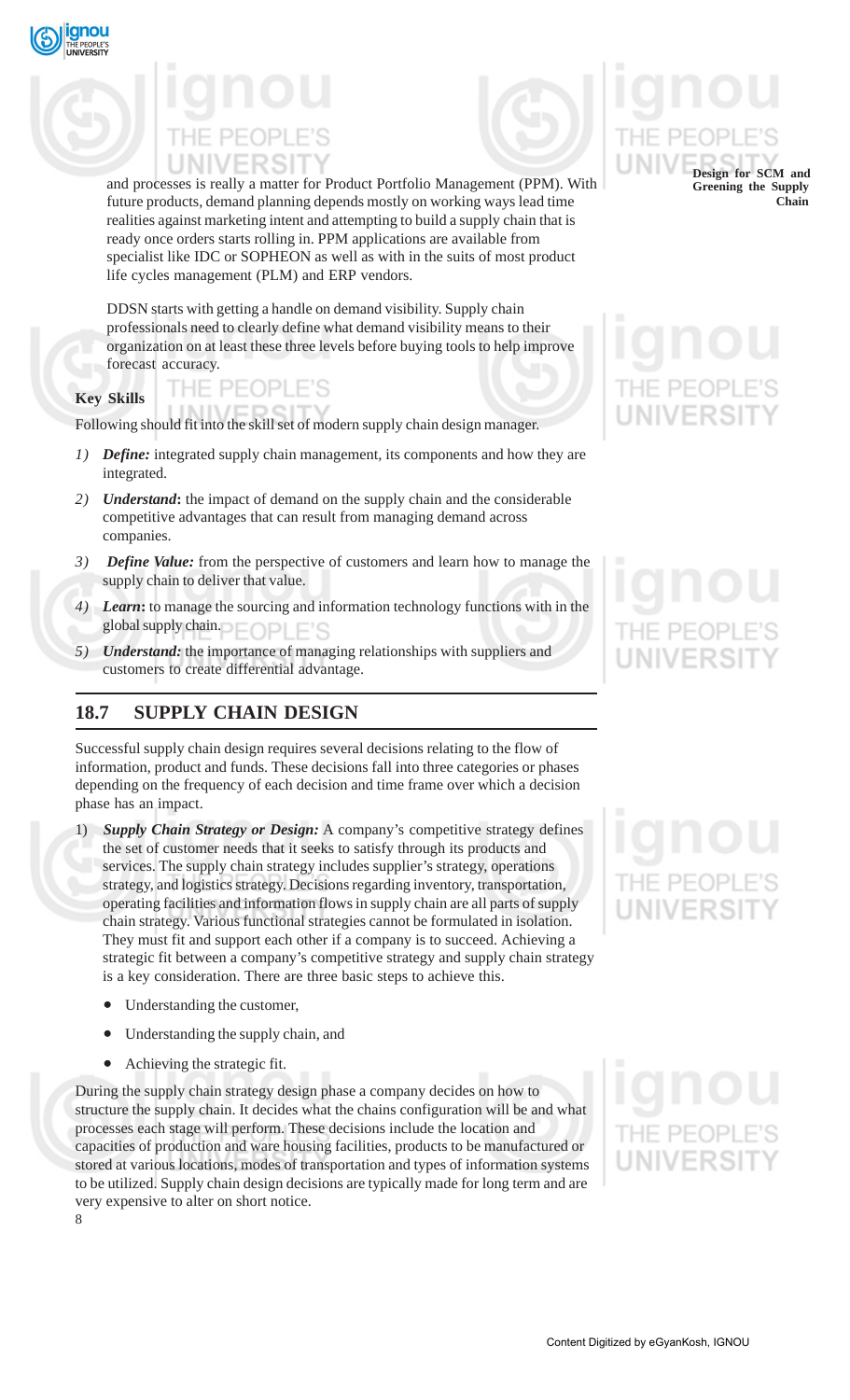and processes is really a matter for Product Portfolio Management (PPM). With future products, demand planning depends mostly on working ways lead time realities against marketing intent and attempting to build a supply chain that is ready once orders starts rolling in. PPM applications are available from specialist like IDC or SOPHEON as well as with in the suits of most product life cycles management (PLM) and ERP vendors.

DDSN starts with getting a handle on demand visibility. Supply chain professionals need to clearly define what demand visibility means to their organization on at least these three levels before buying tools to help improve forecast accuracy.

**Key Skills**

Following should fit into the skill set of modern supply chain design manager.

1) ***Define:*** integrated supply chain management, its components and how they are integrated.

2) ***Understand*:** the impact of demand on the supply chain and the considerable competitive advantages that can result from managing demand across companies.

3) ***Define Value:*** from the perspective of customers and learn how to manage the supply chain to deliver that value.

4) ***Learn*:** to manage the sourcing and information technology functions with in the global supply chain.

5) ***Understand:*** the importance of managing relationships with suppliers and customers to create differential advantage.

## 18.7 SUPPLY CHAIN DESIGN

Successful supply chain design requires several decisions relating to the flow of information, product and funds. These decisions fall into three categories or phases depending on the frequency of each decision and time frame over which a decision phase has an impact.

1) ***Supply Chain Strategy or Design:*** A company's competitive strategy defines the set of customer needs that it seeks to satisfy through its products and services. The supply chain strategy includes supplier's strategy, operations strategy, and logistics strategy. Decisions regarding inventory, transportation, operating facilities and information flows in supply chain are all parts of supply chain strategy. Various functional strategies cannot be formulated in isolation. They must fit and support each other if a company is to succeed. Achieving a strategic fit between a company's competitive strategy and supply chain strategy is a key consideration. There are three basic steps to achieve this.

   - Understanding the customer,
   - Understanding the supply chain, and
   - Achieving the strategic fit.

During the supply chain strategy design phase a company decides on how to structure the supply chain. It decides what the chains configuration will be and what processes each stage will perform. These decisions include the location and capacities of production and ware housing facilities, products to be manufactured or stored at various locations, modes of transportation and types of information systems to be utilized. Supply chain design decisions are typically made for long term and are very expensive to alter on short notice.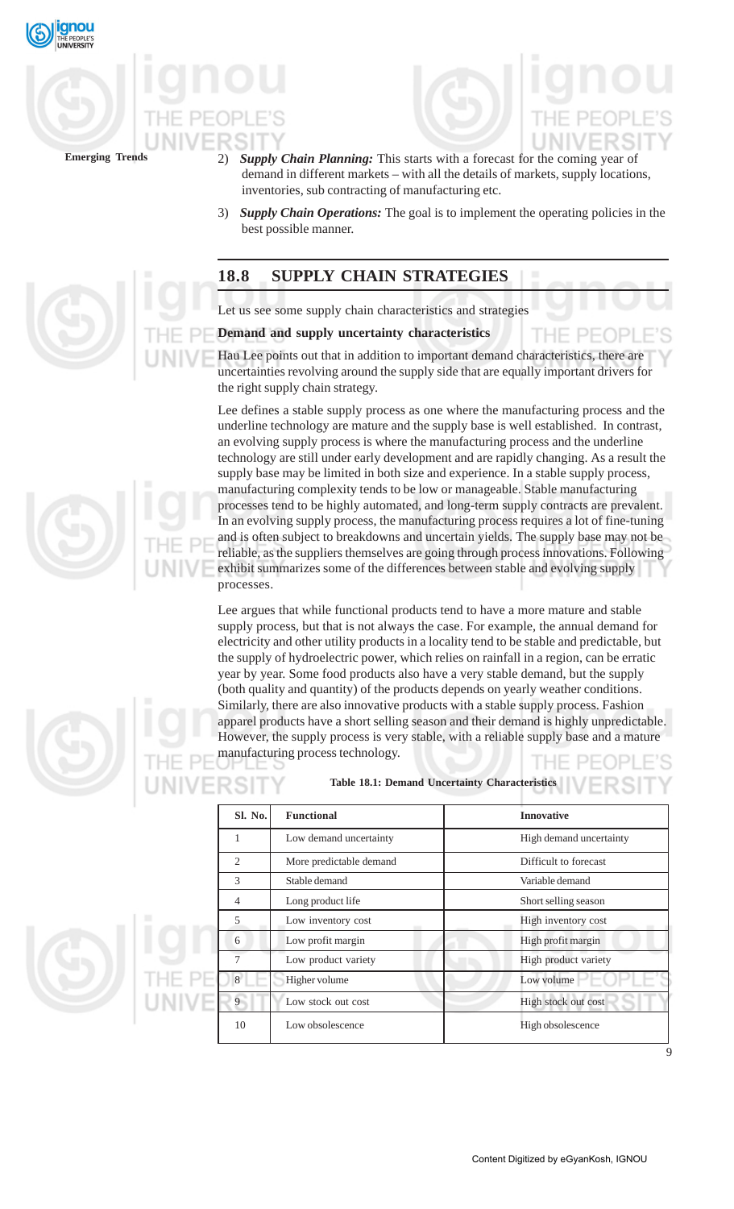2) ***Supply Chain Planning:*** This starts with a forecast for the coming year of demand in different markets – with all the details of markets, supply locations, inventories, sub contracting of manufacturing etc.

3) ***Supply Chain Operations:*** The goal is to implement the operating policies in the best possible manner.

## 18.8 SUPPLY CHAIN STRATEGIES

Let us see some supply chain characteristics and strategies

**Demand and supply uncertainty characteristics**

Hau Lee points out that in addition to important demand characteristics, there are uncertainties revolving around the supply side that are equally important drivers for the right supply chain strategy.

Lee defines a stable supply process as one where the manufacturing process and the underline technology are mature and the supply base is well established. In contrast, an evolving supply process is where the manufacturing process and the underline technology are still under early development and are rapidly changing. As a result the supply base may be limited in both size and experience. In a stable supply process, manufacturing complexity tends to be low or manageable. Stable manufacturing processes tend to be highly automated, and long-term supply contracts are prevalent. In an evolving supply process, the manufacturing process requires a lot of fine-tuning and is often subject to breakdowns and uncertain yields. The supply base may not be reliable, as the suppliers themselves are going through process innovations. Following exhibit summarizes some of the differences between stable and evolving supply processes.

Lee argues that while functional products tend to have a more mature and stable supply process, but that is not always the case. For example, the annual demand for electricity and other utility products in a locality tend to be stable and predictable, but the supply of hydroelectric power, which relies on rainfall in a region, can be erratic year by year. Some food products also have a very stable demand, but the supply (both quality and quantity) of the products depends on yearly weather conditions. Similarly, there are also innovative products with a stable supply process. Fashion apparel products have a short selling season and their demand is highly unpredictable. However, the supply process is very stable, with a reliable supply base and a mature manufacturing process technology.

**Table 18.1: Demand Uncertainty Characteristics**

| Sl. No. | Functional | Innovative |
|---|---|---|
| 1 | Low demand uncertainty | High demand uncertainty |
| 2 | More predictable demand | Difficult to forecast |
| 3 | Stable demand | Variable demand |
| 4 | Long product life | Short selling season |
| 5 | Low inventory cost | High inventory cost |
| 6 | Low profit margin | High profit margin |
| 7 | Low product variety | High product variety |
| 8 | Higher volume | Low volume |
| 9 | Low stock out cost | High stock out cost |
| 10 | Low obsolescence | High obsolescence |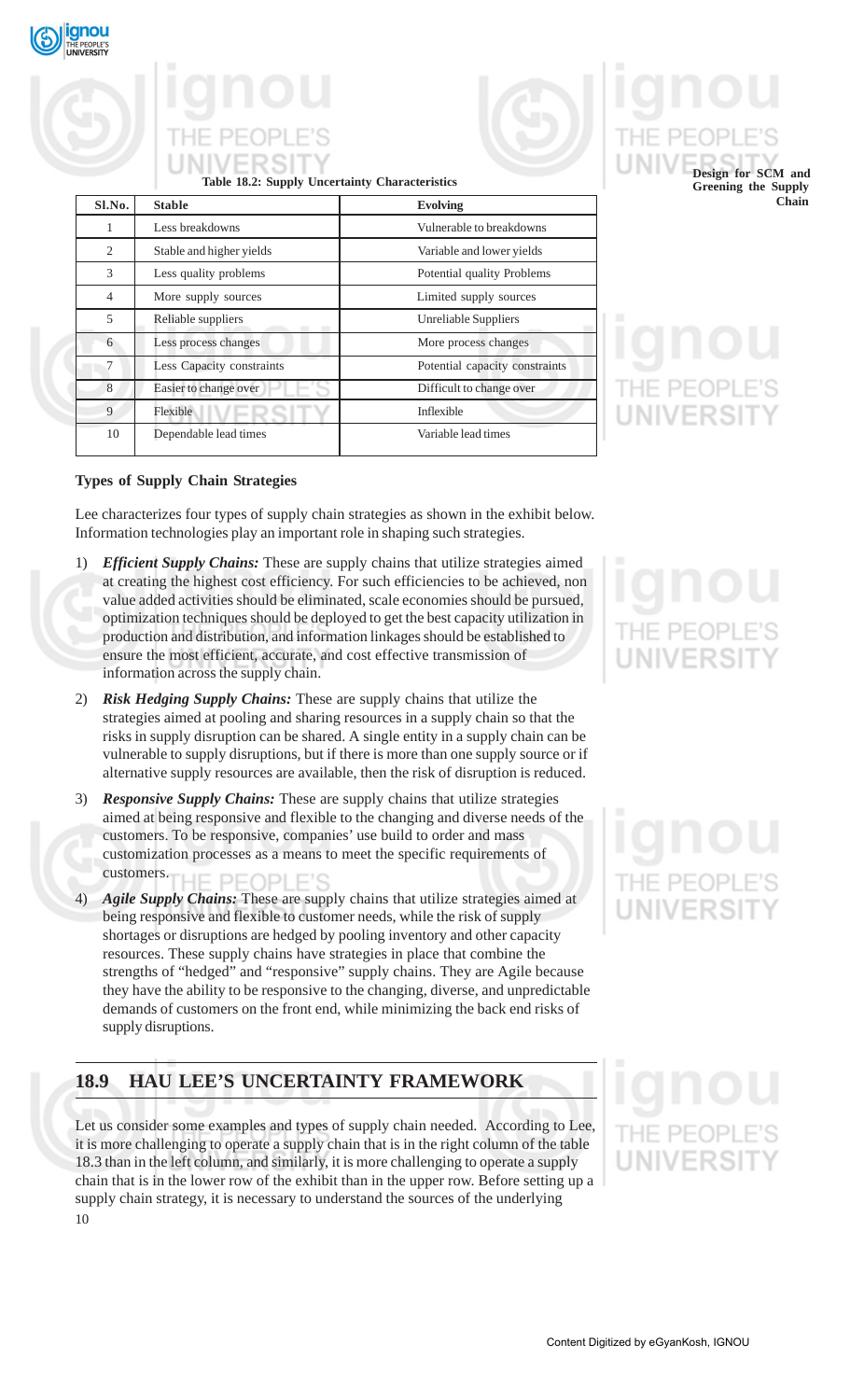**Table 18.2: Supply Uncertainty Characteristics**

| Sl.No. | Stable | Evolving |
|---|---|---|
| 1 | Less breakdowns | Vulnerable to breakdowns |
| 2 | Stable and higher yields | Variable and lower yields |
| 3 | Less quality problems | Potential quality Problems |
| 4 | More supply sources | Limited supply sources |
| 5 | Reliable suppliers | Unreliable Suppliers |
| 6 | Less process changes | More process changes |
| 7 | Less Capacity constraints | Potential capacity constraints |
| 8 | Easier to change over | Difficult to change over |
| 9 | Flexible | Inflexible |
| 10 | Dependable lead times | Variable lead times |

**Types of Supply Chain Strategies**

Lee characterizes four types of supply chain strategies as shown in the exhibit below. Information technologies play an important role in shaping such strategies.

1) ***Efficient Supply Chains:*** These are supply chains that utilize strategies aimed at creating the highest cost efficiency. For such efficiencies to be achieved, non value added activities should be eliminated, scale economies should be pursued, optimization techniques should be deployed to get the best capacity utilization in production and distribution, and information linkages should be established to ensure the most efficient, accurate, and cost effective transmission of information across the supply chain.

2) ***Risk Hedging Supply Chains:*** These are supply chains that utilize the strategies aimed at pooling and sharing resources in a supply chain so that the risks in supply disruption can be shared. A single entity in a supply chain can be vulnerable to supply disruptions, but if there is more than one supply source or if alternative supply resources are available, then the risk of disruption is reduced.

3) ***Responsive Supply Chains:*** These are supply chains that utilize strategies aimed at being responsive and flexible to the changing and diverse needs of the customers. To be responsive, companies' use build to order and mass customization processes as a means to meet the specific requirements of customers.

4) ***Agile Supply Chains:*** These are supply chains that utilize strategies aimed at being responsive and flexible to customer needs, while the risk of supply shortages or disruptions are hedged by pooling inventory and other capacity resources. These supply chains have strategies in place that combine the strengths of "hedged" and "responsive" supply chains. They are Agile because they have the ability to be responsive to the changing, diverse, and unpredictable demands of customers on the front end, while minimizing the back end risks of supply disruptions.

## 18.9 HAU LEE'S UNCERTAINTY FRAMEWORK

Let us consider some examples and types of supply chain needed. According to Lee, it is more challenging to operate a supply chain that is in the right column of the table 18.3 than in the left column, and similarly, it is more challenging to operate a supply chain that is in the lower row of the exhibit than in the upper row. Before setting up a supply chain strategy, it is necessary to understand the sources of the underlying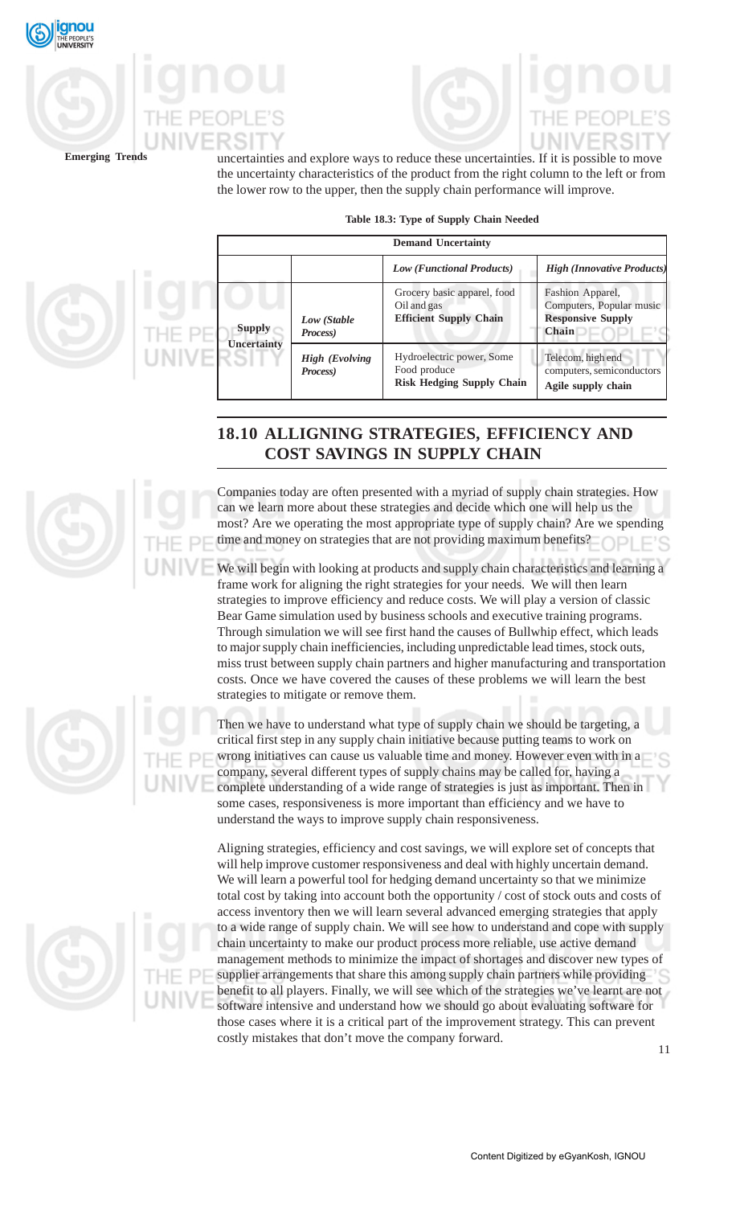uncertainties and explore ways to reduce these uncertainties. If it is possible to move the uncertainty characteristics of the product from the right column to the left or from the lower row to the upper, then the supply chain performance will improve.

**Table 18.3: Type of Supply Chain Needed**

| | | **Demand Uncertainty** | |
|---|---|---|---|
| | | ***Low (Functional Products)*** | ***High (Innovative Products)*** |
| **Supply Uncertainty** | *Low (Stable Process)* | Grocery basic apparel, food Oil and gas **Efficient Supply Chain** | Fashion Apparel, Computers, Popular music **Responsive Supply Chain** |
| | *High (Evolving Process)* | Hydroelectric power, Some Food produce **Risk Hedging Supply Chain** | Telecom, high end computers, semiconductors **Agile supply chain** |

## 18.10 ALLIGNING STRATEGIES, EFFICIENCY AND COST SAVINGS IN SUPPLY CHAIN

Companies today are often presented with a myriad of supply chain strategies. How can we learn more about these strategies and decide which one will help us the most? Are we operating the most appropriate type of supply chain? Are we spending time and money on strategies that are not providing maximum benefits?

We will begin with looking at products and supply chain characteristics and learning a frame work for aligning the right strategies for your needs. We will then learn strategies to improve efficiency and reduce costs. We will play a version of classic Bear Game simulation used by business schools and executive training programs. Through simulation we will see first hand the causes of Bullwhip effect, which leads to major supply chain inefficiencies, including unpredictable lead times, stock outs, miss trust between supply chain partners and higher manufacturing and transportation costs. Once we have covered the causes of these problems we will learn the best strategies to mitigate or remove them.

Then we have to understand what type of supply chain we should be targeting, a critical first step in any supply chain initiative because putting teams to work on wrong initiatives can cause us valuable time and money. However even with in a company, several different types of supply chains may be called for, having a complete understanding of a wide range of strategies is just as important. Then in some cases, responsiveness is more important than efficiency and we have to understand the ways to improve supply chain responsiveness.

Aligning strategies, efficiency and cost savings, we will explore set of concepts that will help improve customer responsiveness and deal with highly uncertain demand. We will learn a powerful tool for hedging demand uncertainty so that we minimize total cost by taking into account both the opportunity / cost of stock outs and costs of access inventory then we will learn several advanced emerging strategies that apply to a wide range of supply chain. We will see how to understand and cope with supply chain uncertainty to make our product process more reliable, use active demand management methods to minimize the impact of shortages and discover new types of supplier arrangements that share this among supply chain partners while providing benefit to all players. Finally, we will see which of the strategies we've learnt are not software intensive and understand how we should go about evaluating software for those cases where it is a critical part of the improvement strategy. This can prevent costly mistakes that don't move the company forward.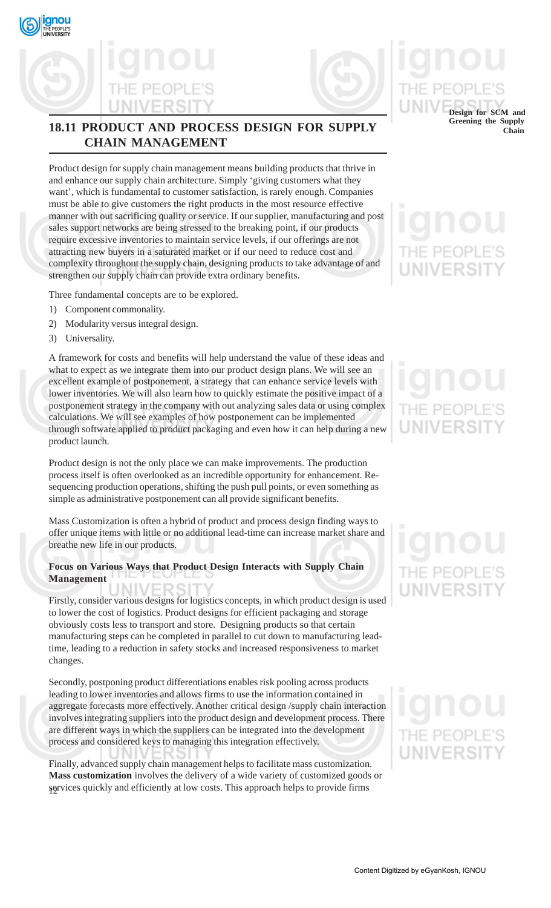## 18.11 PRODUCT AND PROCESS DESIGN FOR SUPPLY CHAIN MANAGEMENT

Product design for supply chain management means building products that thrive in and enhance our supply chain architecture. Simply 'giving customers what they want', which is fundamental to customer satisfaction, is rarely enough. Companies must be able to give customers the right products in the most resource effective manner with out sacrificing quality or service. If our supplier, manufacturing and post sales support networks are being stressed to the breaking point, if our products require excessive inventories to maintain service levels, if our offerings are not attracting new buyers in a saturated market or if our need to reduce cost and complexity throughout the supply chain, designing products to take advantage of and strengthen our supply chain can provide extra ordinary benefits.

Three fundamental concepts are to be explored.

1) Component commonality.
2) Modularity versus integral design.
3) Universality.

A framework for costs and benefits will help understand the value of these ideas and what to expect as we integrate them into our product design plans. We will see an excellent example of postponement, a strategy that can enhance service levels with lower inventories. We will also learn how to quickly estimate the positive impact of a postponement strategy in the company with out analyzing sales data or using complex calculations. We will see examples of how postponement can be implemented through software applied to product packaging and even how it can help during a new product launch.

Product design is not the only place we can make improvements. The production process itself is often overlooked as an incredible opportunity for enhancement. Re-sequencing production operations, shifting the push pull points, or even something as simple as administrative postponement can all provide significant benefits.

Mass Customization is often a hybrid of product and process design finding ways to offer unique items with little or no additional lead-time can increase market share and breathe new life in our products.

**Focus on Various Ways that Product Design Interacts with Supply Chain Management**

Firstly, consider various designs for logistics concepts, in which product design is used to lower the cost of logistics. Product designs for efficient packaging and storage obviously costs less to transport and store. Designing products so that certain manufacturing steps can be completed in parallel to cut down to manufacturing lead-time, leading to a reduction in safety stocks and increased responsiveness to market changes.

Secondly, postponing product differentiations enables risk pooling across products leading to lower inventories and allows firms to use the information contained in aggregate forecasts more effectively. Another critical design /supply chain interaction involves integrating suppliers into the product design and development process. There are different ways in which the suppliers can be integrated into the development process and considered keys to managing this integration effectively.

Finally, advanced supply chain management helps to facilitate mass customization. **Mass customization** involves the delivery of a wide variety of customized goods or services quickly and efficiently at low costs. This approach helps to provide firms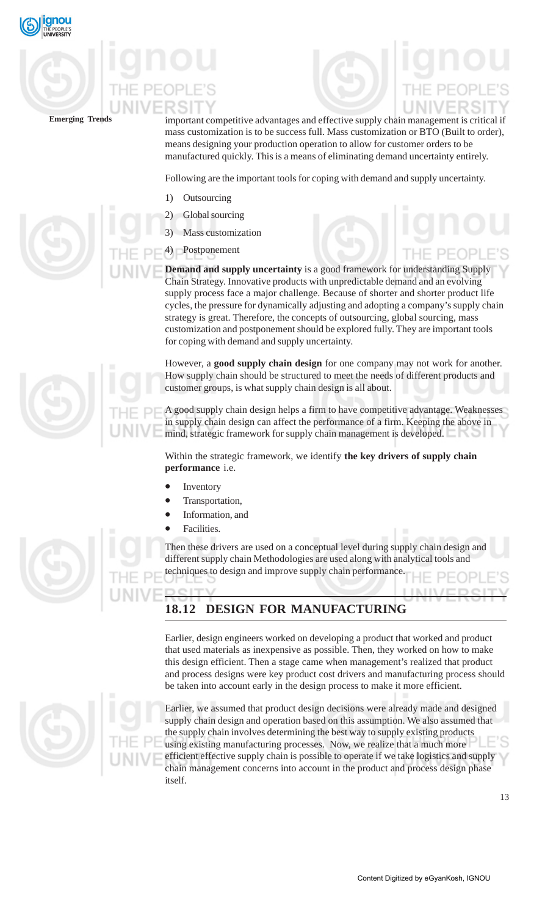important competitive advantages and effective supply chain management is critical if mass customization is to be success full. Mass customization or BTO (Built to order), means designing your production operation to allow for customer orders to be manufactured quickly. This is a means of eliminating demand uncertainty entirely.

Following are the important tools for coping with demand and supply uncertainty.

1) Outsourcing
2) Global sourcing
3) Mass customization
4) Postponement

**Demand and supply uncertainty** is a good framework for understanding Supply Chain Strategy. Innovative products with unpredictable demand and an evolving supply process face a major challenge. Because of shorter and shorter product life cycles, the pressure for dynamically adjusting and adopting a company's supply chain strategy is great. Therefore, the concepts of outsourcing, global sourcing, mass customization and postponement should be explored fully. They are important tools for coping with demand and supply uncertainty.

However, a **good supply chain design** for one company may not work for another. How supply chain should be structured to meet the needs of different products and customer groups, is what supply chain design is all about.

A good supply chain design helps a firm to have competitive advantage. Weaknesses in supply chain design can affect the performance of a firm. Keeping the above in mind, strategic framework for supply chain management is developed.

Within the strategic framework, we identify **the key drivers of supply chain performance** i.e.

- Inventory
- Transportation,
- Information, and
- Facilities.

Then these drivers are used on a conceptual level during supply chain design and different supply chain Methodologies are used along with analytical tools and techniques to design and improve supply chain performance.

## 18.12 DESIGN FOR MANUFACTURING

Earlier, design engineers worked on developing a product that worked and product that used materials as inexpensive as possible. Then, they worked on how to make this design efficient. Then a stage came when management's realized that product and process designs were key product cost drivers and manufacturing process should be taken into account early in the design process to make it more efficient.

Earlier, we assumed that product design decisions were already made and designed supply chain design and operation based on this assumption. We also assumed that the supply chain involves determining the best way to supply existing products using existing manufacturing processes. Now, we realize that a much more efficient effective supply chain is possible to operate if we take logistics and supply chain management concerns into account in the product and process design phase itself.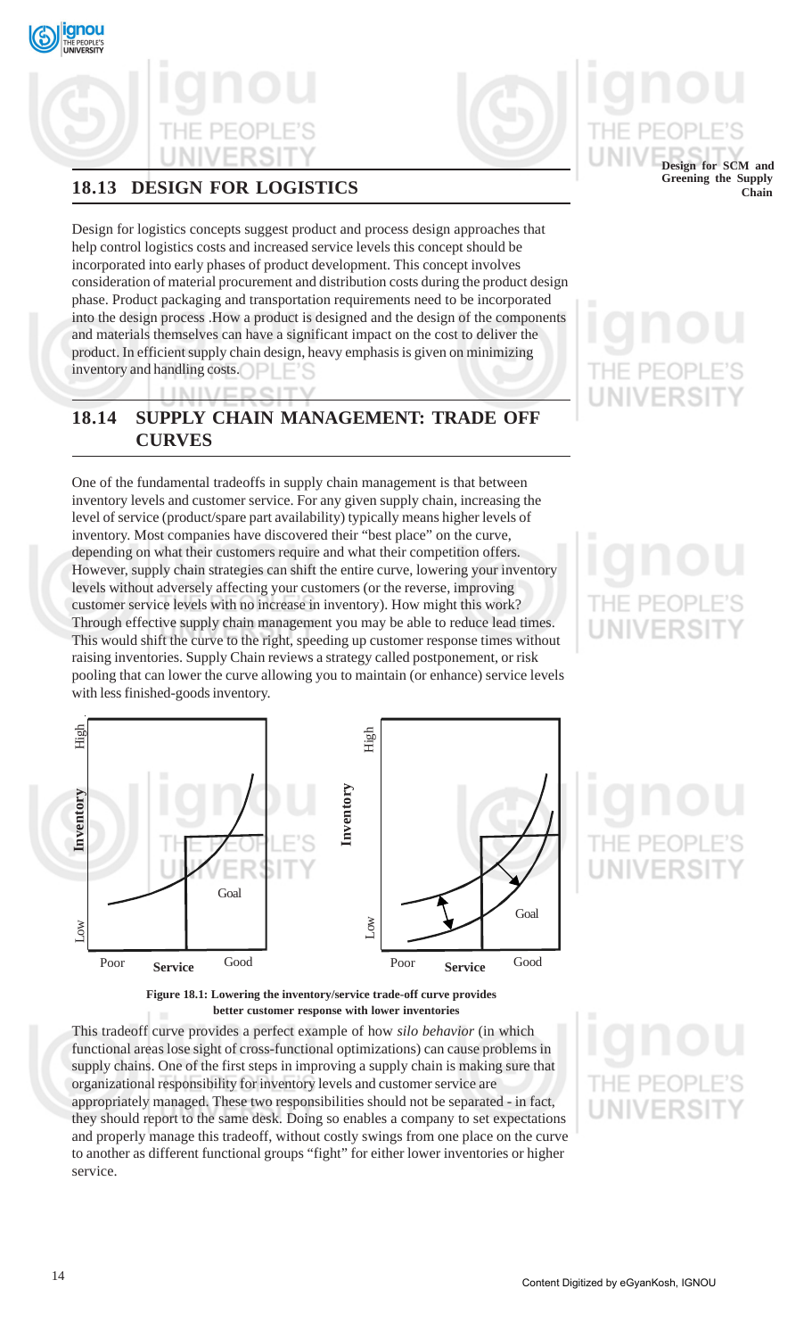## 18.13 DESIGN FOR LOGISTICS

Design for logistics concepts suggest product and process design approaches that help control logistics costs and increased service levels this concept should be incorporated into early phases of product development. This concept involves consideration of material procurement and distribution costs during the product design phase. Product packaging and transportation requirements need to be incorporated into the design process .How a product is designed and the design of the components and materials themselves can have a significant impact on the cost to deliver the product. In efficient supply chain design, heavy emphasis is given on minimizing inventory and handling costs.

## 18.14 SUPPLY CHAIN MANAGEMENT: TRADE OFF CURVES

One of the fundamental tradeoffs in supply chain management is that between inventory levels and customer service. For any given supply chain, increasing the level of service (product/spare part availability) typically means higher levels of inventory. Most companies have discovered their "best place" on the curve, depending on what their customers require and what their competition offers. However, supply chain strategies can shift the entire curve, lowering your inventory levels without adversely affecting your customers (or the reverse, improving customer service levels with no increase in inventory). How might this work? Through effective supply chain management you may be able to reduce lead times. This would shift the curve to the right, speeding up customer response times without raising inventories. Supply Chain reviews a strategy called postponement, or risk pooling that can lower the curve allowing you to maintain (or enhance) service levels with less finished-goods inventory.

**Figure 18.1: Lowering the inventory/service trade-off curve provides better customer response with lower inventories**

This tradeoff curve provides a perfect example of how *silo behavior* (in which functional areas lose sight of cross-functional optimizations) can cause problems in supply chains. One of the first steps in improving a supply chain is making sure that organizational responsibility for inventory levels and customer service are appropriately managed. These two responsibilities should not be separated - in fact, they should report to the same desk. Doing so enables a company to set expectations and properly manage this tradeoff, without costly swings from one place on the curve to another as different functional groups "fight" for either lower inventories or higher service.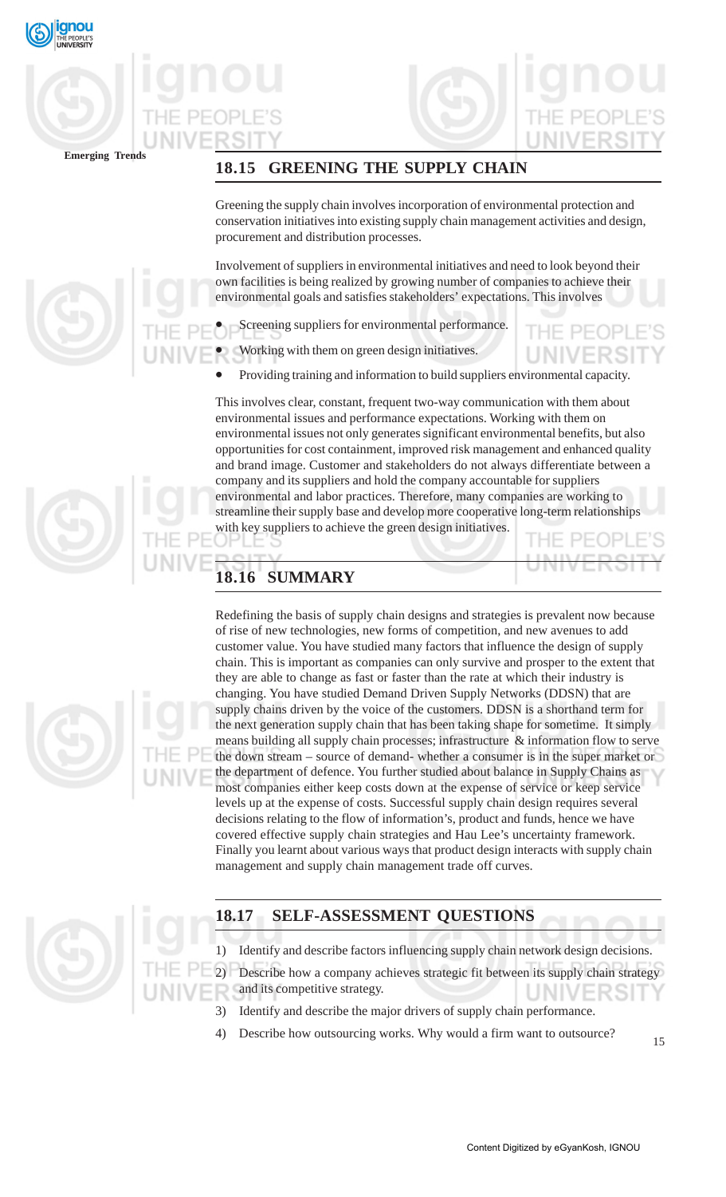## 18.15 GREENING THE SUPPLY CHAIN

Greening the supply chain involves incorporation of environmental protection and conservation initiatives into existing supply chain management activities and design, procurement and distribution processes.

Involvement of suppliers in environmental initiatives and need to look beyond their own facilities is being realized by growing number of companies to achieve their environmental goals and satisfies stakeholders' expectations. This involves

- Screening suppliers for environmental performance.
- Working with them on green design initiatives.
- Providing training and information to build suppliers environmental capacity.

This involves clear, constant, frequent two-way communication with them about environmental issues and performance expectations. Working with them on environmental issues not only generates significant environmental benefits, but also opportunities for cost containment, improved risk management and enhanced quality and brand image. Customer and stakeholders do not always differentiate between a company and its suppliers and hold the company accountable for suppliers environmental and labor practices. Therefore, many companies are working to streamline their supply base and develop more cooperative long-term relationships with key suppliers to achieve the green design initiatives.

## 18.16 SUMMARY

Redefining the basis of supply chain designs and strategies is prevalent now because of rise of new technologies, new forms of competition, and new avenues to add customer value. You have studied many factors that influence the design of supply chain. This is important as companies can only survive and prosper to the extent that they are able to change as fast or faster than the rate at which their industry is changing. You have studied Demand Driven Supply Networks (DDSN) that are supply chains driven by the voice of the customers. DDSN is a shorthand term for the next generation supply chain that has been taking shape for sometime. It simply means building all supply chain processes; infrastructure & information flow to serve the down stream – source of demand- whether a consumer is in the super market or the department of defence. You further studied about balance in Supply Chains as most companies either keep costs down at the expense of service or keep service levels up at the expense of costs. Successful supply chain design requires several decisions relating to the flow of information's, product and funds, hence we have covered effective supply chain strategies and Hau Lee's uncertainty framework. Finally you learnt about various ways that product design interacts with supply chain management and supply chain management trade off curves.

## 18.17 SELF-ASSESSMENT QUESTIONS

1) Identify and describe factors influencing supply chain network design decisions.
2) Describe how a company achieves strategic fit between its supply chain strategy and its competitive strategy.
3) Identify and describe the major drivers of supply chain performance.
4) Describe how outsourcing works. Why would a firm want to outsource?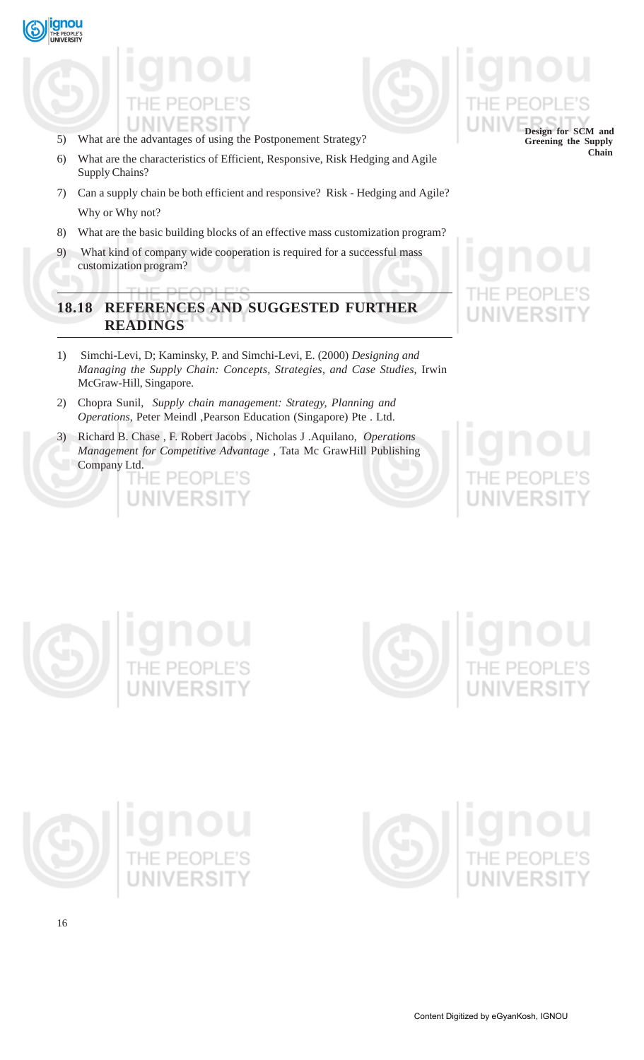5) What are the advantages of using the Postponement Strategy?

6) What are the characteristics of Efficient, Responsive, Risk Hedging and Agile Supply Chains?

7) Can a supply chain be both efficient and responsive? Risk - Hedging and Agile? Why or Why not?

8) What are the basic building blocks of an effective mass customization program?

9) What kind of company wide cooperation is required for a successful mass customization program?

## 18.18 REFERENCES AND SUGGESTED FURTHER READINGS

1) Simchi-Levi, D; Kaminsky, P. and Simchi-Levi, E. (2000) *Designing and Managing the Supply Chain: Concepts, Strategies, and Case Studies*, Irwin McGraw-Hill, Singapore.

2) Chopra Sunil, *Supply chain management: Strategy, Planning and Operations*, Peter Meindl ,Pearson Education (Singapore) Pte . Ltd.

3) Richard B. Chase , F. Robert Jacobs , Nicholas J .Aquilano, *Operations Management for Competitive Advantage* , Tata Mc GrawHill Publishing Company Ltd.